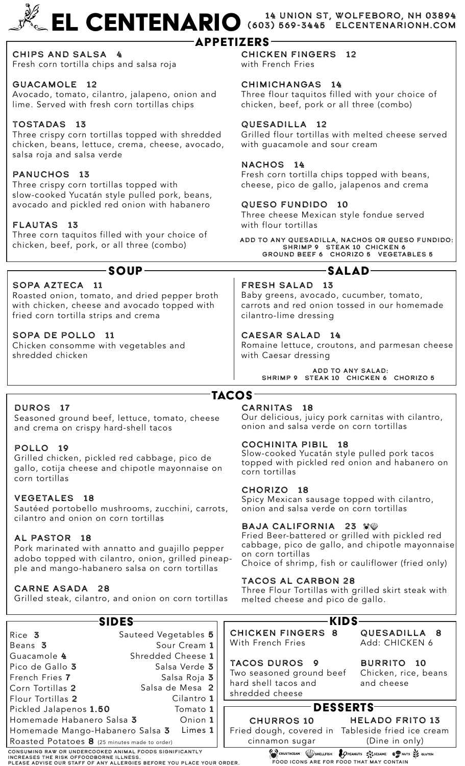# EL CENTENARIO

14 UNION ST, WOLFEBORO, NH 03894
(603) 569-3445 ELCENTENARIONH.COM

## APPETIZERS

**CHIPS AND SALSA 4**
Fresh corn tortilla chips and salsa roja

**GUACAMOLE 12**
Avocado, tomato, cilantro, jalapeno, onion and lime. Served with fresh corn tortillas chips

**TOSTADAS 13**
Three crispy corn tortillas topped with shredded chicken, beans, lettuce, crema, cheese, avocado, salsa roja and salsa verde

**PANUCHOS 13**
Three crispy corn tortillas topped with slow-cooked Yucatán style pulled pork, beans, avocado and pickled red onion with habanero

**FLAUTAS 13**
Three corn taquitos filled with your choice of chicken, beef, pork, or all three (combo)

**CHICKEN FINGERS 12**
with French Fries

**CHIMICHANGAS 14**
Three flour taquitos filled with your choice of chicken, beef, pork or all three (combo)

**QUESADILLA 12**
Grilled flour tortillas with melted cheese served with guacamole and sour cream

**NACHOS 14**
Fresh corn tortilla chips topped with beans, cheese, pico de gallo, jalapenos and crema

**QUESO FUNDIDO 10**
Three cheese Mexican style fondue served with flour tortillas

ADD TO ANY QUESADILLA, NACHOS OR QUESO FUNDIDO:
SHRIMP 9 STEAK 10 CHICKEN 6
GROUND BEEF 6 CHORIZO 5 VEGETABLES 5

## SOUP

**SOPA AZTECA 11**
Roasted onion, tomato, and dried pepper broth with chicken, cheese and avocado topped with fried corn tortilla strips and crema

**SOPA DE POLLO 11**
Chicken consomme with vegetables and shredded chicken

## SALAD

**FRESH SALAD 13**
Baby greens, avocado, cucumber, tomato, carrots and red onion tossed in our homemade cilantro-lime dressing

**CAESAR SALAD 14**
Romaine lettuce, croutons, and parmesan cheese with Caesar dressing

ADD TO ANY SALAD:
SHRIMP 9 STEAK 10 CHICKEN 6 CHORIZO 5

## TACOS

**DUROS 17**
Seasoned ground beef, lettuce, tomato, cheese and crema on crispy hard-shell tacos

**POLLO 19**
Grilled chicken, pickled red cabbage, pico de gallo, cotija cheese and chipotle mayonnaise on corn tortillas

**VEGETALES 18**
Sautéed portobello mushrooms, zucchini, carrots, cilantro and onion on corn tortillas

**AL PASTOR 18**
Pork marinated with annatto and guajillo pepper adobo topped with cilantro, onion, grilled pineapple and mango-habanero salsa on corn tortillas

**CARNE ASADA 28**
Grilled steak, cilantro, and onion on corn tortillas

**CARNITAS 18**
Our delicious, juicy pork carnitas with cilantro, onion and salsa verde on corn tortillas

**COCHINITA PIBIL 18**
Slow-cooked Yucatán style pulled pork tacos topped with pickled red onion and habanero on corn tortillas

**CHORIZO 18**
Spicy Mexican sausage topped with cilantro, onion and salsa verde on corn tortillas

**BAJA CALIFORNIA 23**
Fried Beer-battered or grilled with pickled red cabbage, pico de gallo, and chipotle mayonnaise on corn tortillas
Choice of shrimp, fish or cauliflower (fried only)

**TACOS AL CARBON 28**
Three Flour Tortillas with grilled skirt steak with melted cheese and pico de gallo.

## SIDES

| | | | |
|---|---|---|---|
| Rice | 3 | Sauteed Vegetables | 5 |
| Beans | 3 | Sour Cream | 1 |
| Guacamole | 4 | Shredded Cheese | 1 |
| Pico de Gallo | 3 | Salsa Verde | 3 |
| French Fries | 7 | Salsa Roja | 3 |
| Corn Tortillas | 2 | Salsa de Mesa | 2 |
| Flour Tortillas | 2 | Cilantro | 1 |
| Pickled Jalapenos | 1.50 | Tomato | 1 |
| Homemade Habanero Salsa | 3 | Onion | 1 |
| Homemade Mango-Habanero Salsa | 3 | Limes | 1 |
| Roasted Potatoes (25 minutes made to order) | 8 | | |

CONSUMING RAW OR UNDERCOOKED ANIMAL FOODS SIGNIFICANTLY INCREASES THE RISK OFFOODBORNE ILLNESS.
PLEASE ADVISE OUR STAFF OF ANY ALLERGIES BEFORE YOU PLACE YOUR ORDER.

## KIDS

**CHICKEN FINGERS 8**
With French Fries

**TACOS DUROS 9**
Two seasoned ground beef hard shell tacos and shredded cheese

**QUESADILLA 8**
Add: CHICKEN 6

**BURRITO 10**
Chicken, rice, beans and cheese

## DESSERTS

**CHURROS 10**
Fried dough, covered in cinnamon sugar

**HELADO FRITO 13**
Tableside fried ice cream (Dine in only)

CRUSTACEAN SHELLFISH PEANUTS SESAME NUTS GLUTEN
FOOD ICONS ARE FOR FOOD THAT MAY CONTAIN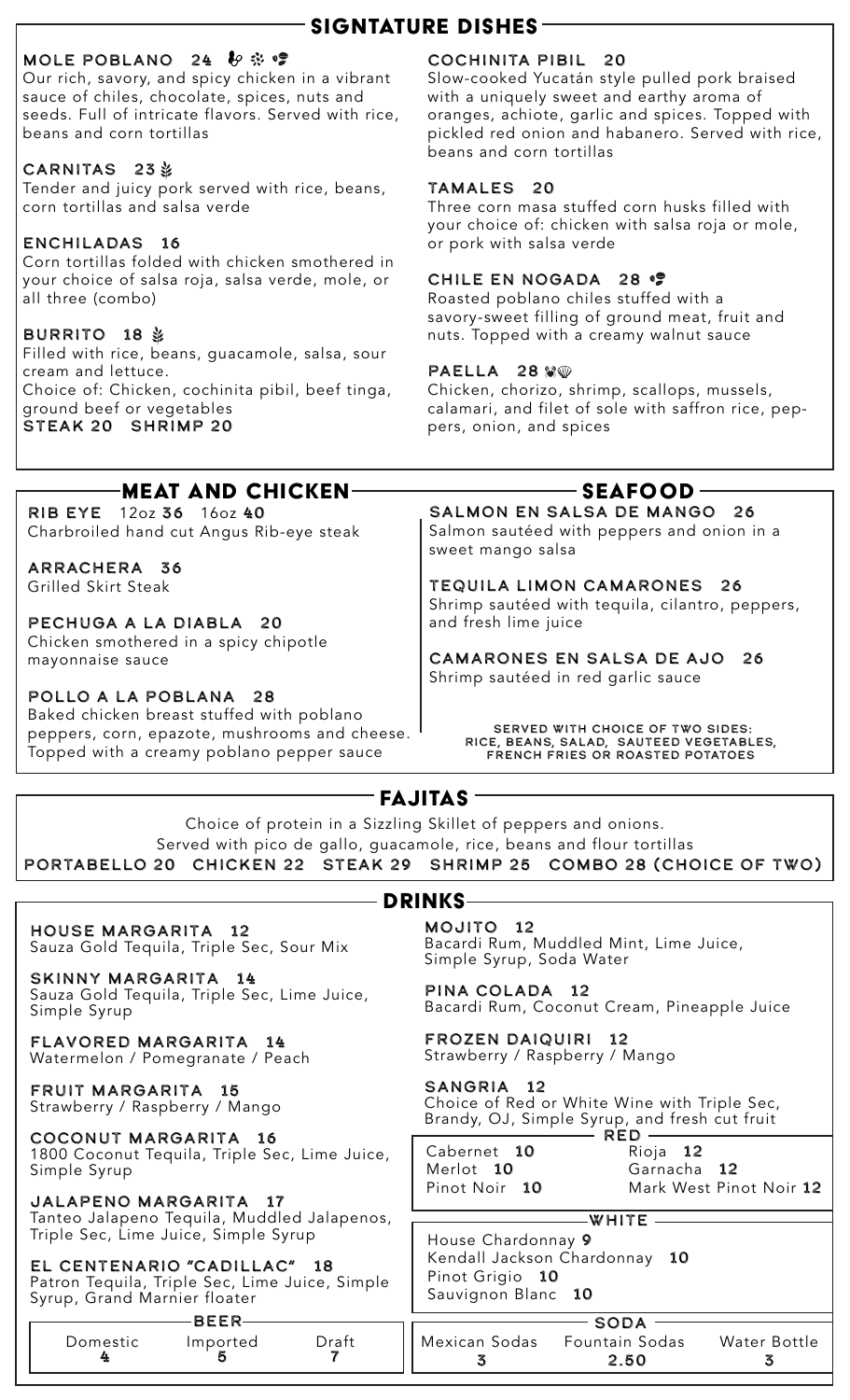## SIGNTATURE DISHES

### MOLE POBLANO 24
Our rich, savory, and spicy chicken in a vibrant sauce of chiles, chocolate, spices, nuts and seeds. Full of intricate flavors. Served with rice, beans and corn tortillas

### CARNITAS 23
Tender and juicy pork served with rice, beans, corn tortillas and salsa verde

### ENCHILADAS 16
Corn tortillas folded with chicken smothered in your choice of salsa roja, salsa verde, mole, or all three (combo)

### BURRITO 18
Filled with rice, beans, guacamole, salsa, sour cream and lettuce.
Choice of: Chicken, cochinita pibil, beef tinga, ground beef or vegetables
**STEAK 20 SHRIMP 20**

### COCHINITA PIBIL 20
Slow-cooked Yucatán style pulled pork braised with a uniquely sweet and earthy aroma of oranges, achiote, garlic and spices. Topped with pickled red onion and habanero. Served with rice, beans and corn tortillas

### TAMALES 20
Three corn masa stuffed corn husks filled with your choice of: chicken with salsa roja or mole, or pork with salsa verde

### CHILE EN NOGADA 28
Roasted poblano chiles stuffed with a savory-sweet filling of ground meat, fruit and nuts. Topped with a creamy walnut sauce

### PAELLA 28
Chicken, chorizo, shrimp, scallops, mussels, calamari, and filet of sole with saffron rice, peppers, onion, and spices

## MEAT AND CHICKEN

### RIB EYE 12oz 36 16oz 40
Charbroiled hand cut Angus Rib-eye steak

### ARRACHERA 36
Grilled Skirt Steak

### PECHUGA A LA DIABLA 20
Chicken smothered in a spicy chipotle mayonnaise sauce

### POLLO A LA POBLANA 28
Baked chicken breast stuffed with poblano peppers, corn, epazote, mushrooms and cheese. Topped with a creamy poblano pepper sauce

## SEAFOOD

### SALMON EN SALSA DE MANGO 26
Salmon sautéed with peppers and onion in a sweet mango salsa

### TEQUILA LIMON CAMARONES 26
Shrimp sautéed with tequila, cilantro, peppers, and fresh lime juice

### CAMARONES EN SALSA DE AJO 26
Shrimp sautéed in red garlic sauce

**SERVED WITH CHOICE OF TWO SIDES: RICE, BEANS, SALAD, SAUTEED VEGETABLES, FRENCH FRIES OR ROASTED POTATOES**

## FAJITAS

Choice of protein in a Sizzling Skillet of peppers and onions.
Served with pico de gallo, guacamole, rice, beans and flour tortillas
**PORTABELLO 20 CHICKEN 22 STEAK 29 SHRIMP 25 COMBO 28 (CHOICE OF TWO)**

## DRINKS

### HOUSE MARGARITA 12
Sauza Gold Tequila, Triple Sec, Sour Mix

### SKINNY MARGARITA 14
Sauza Gold Tequila, Triple Sec, Lime Juice, Simple Syrup

### FLAVORED MARGARITA 14
Watermelon / Pomegranate / Peach

### FRUIT MARGARITA 15
Strawberry / Raspberry / Mango

### COCONUT MARGARITA 16
1800 Coconut Tequila, Triple Sec, Lime Juice, Simple Syrup

### JALAPENO MARGARITA 17
Tanteo Jalapeno Tequila, Muddled Jalapenos, Triple Sec, Lime Juice, Simple Syrup

### EL CENTENARIO "CADILLAC" 18
Patron Tequila, Triple Sec, Lime Juice, Simple Syrup, Grand Marnier floater

### BEER

| Domestic | Imported | Draft |
|---|---|---|
| 4 | 5 | 7 |

### MOJITO 12
Bacardi Rum, Muddled Mint, Lime Juice, Simple Syrup, Soda Water

### PINA COLADA 12
Bacardi Rum, Coconut Cream, Pineapple Juice

### FROZEN DAIQUIRI 12
Strawberry / Raspberry / Mango

### SANGRIA 12
Choice of Red or White Wine with Triple Sec, Brandy, OJ, Simple Syrup, and fresh cut fruit

### RED

- Cabernet 10
- Merlot 10
- Pinot Noir 10
- Rioja 12
- Garnacha 12
- Mark West Pinot Noir 12

### WHITE

- House Chardonnay 9
- Kendall Jackson Chardonnay 10
- Pinot Grigio 10
- Sauvignon Blanc 10

### SODA

| Mexican Sodas | Fountain Sodas | Water Bottle |
|---|---|---|
| 3 | 2.50 | 3 |